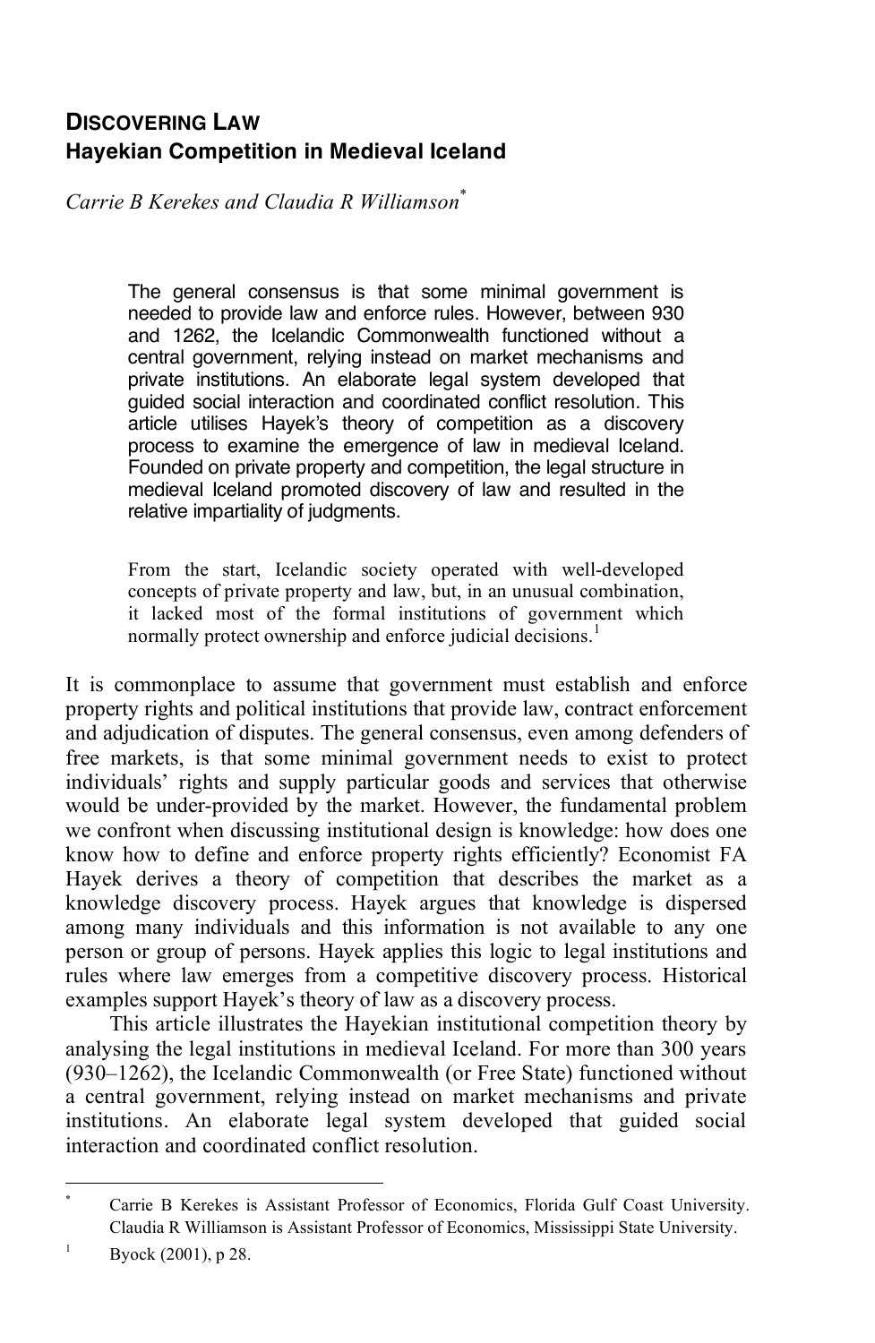# DISCOVERING LAW
## Hayekian Competition in Medieval Iceland

*Carrie B Kerekes and Claudia R Williamson*[*]

> The general consensus is that some minimal government is needed to provide law and enforce rules. However, between 930 and 1262, the Icelandic Commonwealth functioned without a central government, relying instead on market mechanisms and private institutions. An elaborate legal system developed that guided social interaction and coordinated conflict resolution. This article utilises Hayek's theory of competition as a discovery process to examine the emergence of law in medieval Iceland. Founded on private property and competition, the legal structure in medieval Iceland promoted discovery of law and resulted in the relative impartiality of judgments.

> From the start, Icelandic society operated with well-developed concepts of private property and law, but, in an unusual combination, it lacked most of the formal institutions of government which normally protect ownership and enforce judicial decisions.[1]

It is commonplace to assume that government must establish and enforce property rights and political institutions that provide law, contract enforcement and adjudication of disputes. The general consensus, even among defenders of free markets, is that some minimal government needs to exist to protect individuals' rights and supply particular goods and services that otherwise would be under-provided by the market. However, the fundamental problem we confront when discussing institutional design is knowledge: how does one know how to define and enforce property rights efficiently? Economist FA Hayek derives a theory of competition that describes the market as a knowledge discovery process. Hayek argues that knowledge is dispersed among many individuals and this information is not available to any one person or group of persons. Hayek applies this logic to legal institutions and rules where law emerges from a competitive discovery process. Historical examples support Hayek's theory of law as a discovery process.

This article illustrates the Hayekian institutional competition theory by analysing the legal institutions in medieval Iceland. For more than 300 years (930–1262), the Icelandic Commonwealth (or Free State) functioned without a central government, relying instead on market mechanisms and private institutions. An elaborate legal system developed that guided social interaction and coordinated conflict resolution.

---

[*] Carrie B Kerekes is Assistant Professor of Economics, Florida Gulf Coast University. Claudia R Williamson is Assistant Professor of Economics, Mississippi State University.

[1] Byock (2001), p 28.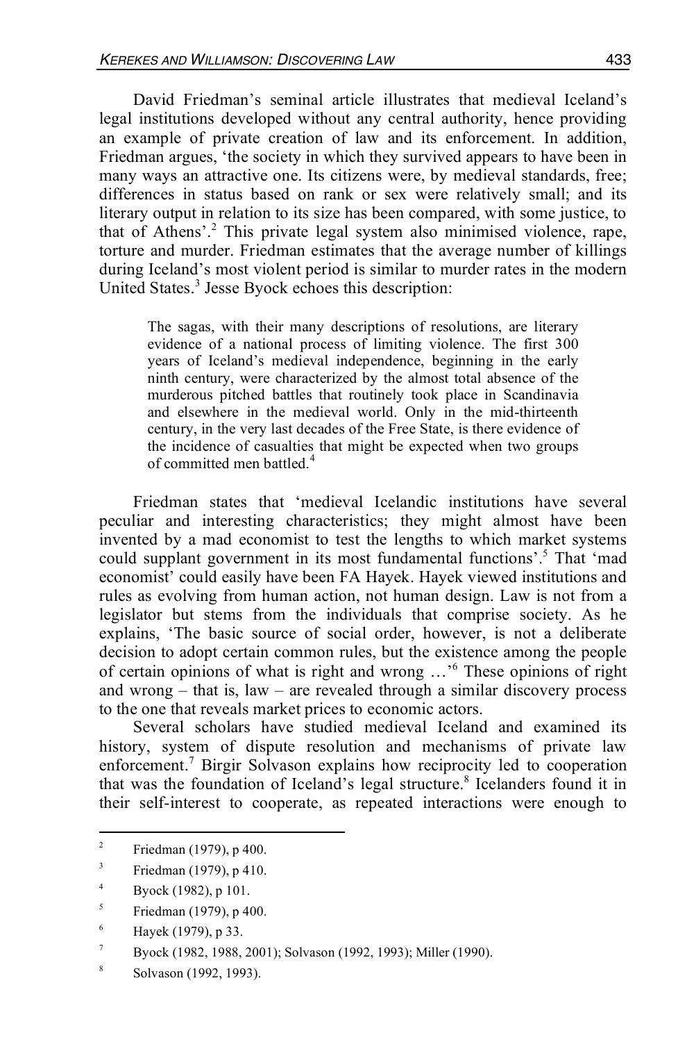David Friedman's seminal article illustrates that medieval Iceland's legal institutions developed without any central authority, hence providing an example of private creation of law and its enforcement. In addition, Friedman argues, 'the society in which they survived appears to have been in many ways an attractive one. Its citizens were, by medieval standards, free; differences in status based on rank or sex were relatively small; and its literary output in relation to its size has been compared, with some justice, to that of Athens'.[2] This private legal system also minimised violence, rape, torture and murder. Friedman estimates that the average number of killings during Iceland's most violent period is similar to murder rates in the modern United States.[3] Jesse Byock echoes this description:

> The sagas, with their many descriptions of resolutions, are literary evidence of a national process of limiting violence. The first 300 years of Iceland's medieval independence, beginning in the early ninth century, were characterized by the almost total absence of the murderous pitched battles that routinely took place in Scandinavia and elsewhere in the medieval world. Only in the mid-thirteenth century, in the very last decades of the Free State, is there evidence of the incidence of casualties that might be expected when two groups of committed men battled.[4]

Friedman states that 'medieval Icelandic institutions have several peculiar and interesting characteristics; they might almost have been invented by a mad economist to test the lengths to which market systems could supplant government in its most fundamental functions'.[5] That 'mad economist' could easily have been FA Hayek. Hayek viewed institutions and rules as evolving from human action, not human design. Law is not from a legislator but stems from the individuals that comprise society. As he explains, 'The basic source of social order, however, is not a deliberate decision to adopt certain common rules, but the existence among the people of certain opinions of what is right and wrong …'[6] These opinions of right and wrong – that is, law – are revealed through a similar discovery process to the one that reveals market prices to economic actors.

Several scholars have studied medieval Iceland and examined its history, system of dispute resolution and mechanisms of private law enforcement.[7] Birgir Solvason explains how reciprocity led to cooperation that was the foundation of Iceland's legal structure.[8] Icelanders found it in their self-interest to cooperate, as repeated interactions were enough to

---

[2] Friedman (1979), p 400.

[3] Friedman (1979), p 410.

[4] Byock (1982), p 101.

[5] Friedman (1979), p 400.

[6] Hayek (1979), p 33.

[7] Byock (1982, 1988, 2001); Solvason (1992, 1993); Miller (1990).

[8] Solvason (1992, 1993).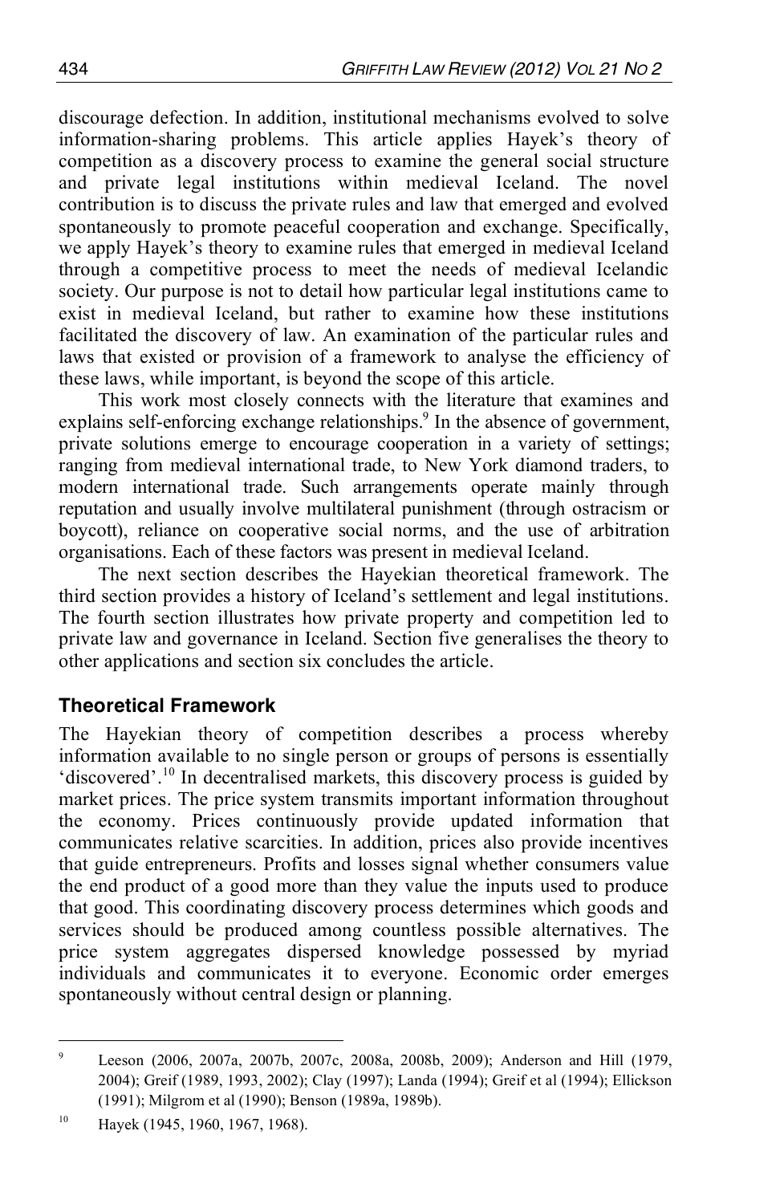discourage defection. In addition, institutional mechanisms evolved to solve information-sharing problems. This article applies Hayek's theory of competition as a discovery process to examine the general social structure and private legal institutions within medieval Iceland. The novel contribution is to discuss the private rules and law that emerged and evolved spontaneously to promote peaceful cooperation and exchange. Specifically, we apply Hayek's theory to examine rules that emerged in medieval Iceland through a competitive process to meet the needs of medieval Icelandic society. Our purpose is not to detail how particular legal institutions came to exist in medieval Iceland, but rather to examine how these institutions facilitated the discovery of law. An examination of the particular rules and laws that existed or provision of a framework to analyse the efficiency of these laws, while important, is beyond the scope of this article.

This work most closely connects with the literature that examines and explains self-enforcing exchange relationships.[9] In the absence of government, private solutions emerge to encourage cooperation in a variety of settings; ranging from medieval international trade, to New York diamond traders, to modern international trade. Such arrangements operate mainly through reputation and usually involve multilateral punishment (through ostracism or boycott), reliance on cooperative social norms, and the use of arbitration organisations. Each of these factors was present in medieval Iceland.

The next section describes the Hayekian theoretical framework. The third section provides a history of Iceland's settlement and legal institutions. The fourth section illustrates how private property and competition led to private law and governance in Iceland. Section five generalises the theory to other applications and section six concludes the article.

## Theoretical Framework

The Hayekian theory of competition describes a process whereby information available to no single person or groups of persons is essentially 'discovered'.[10] In decentralised markets, this discovery process is guided by market prices. The price system transmits important information throughout the economy. Prices continuously provide updated information that communicates relative scarcities. In addition, prices also provide incentives that guide entrepreneurs. Profits and losses signal whether consumers value the end product of a good more than they value the inputs used to produce that good. This coordinating discovery process determines which goods and services should be produced among countless possible alternatives. The price system aggregates dispersed knowledge possessed by myriad individuals and communicates it to everyone. Economic order emerges spontaneously without central design or planning.

---

[9] Leeson (2006, 2007a, 2007b, 2007c, 2008a, 2008b, 2009); Anderson and Hill (1979, 2004); Greif (1989, 1993, 2002); Clay (1997); Landa (1994); Greif et al (1994); Ellickson (1991); Milgrom et al (1990); Benson (1989a, 1989b).

[10] Hayek (1945, 1960, 1967, 1968).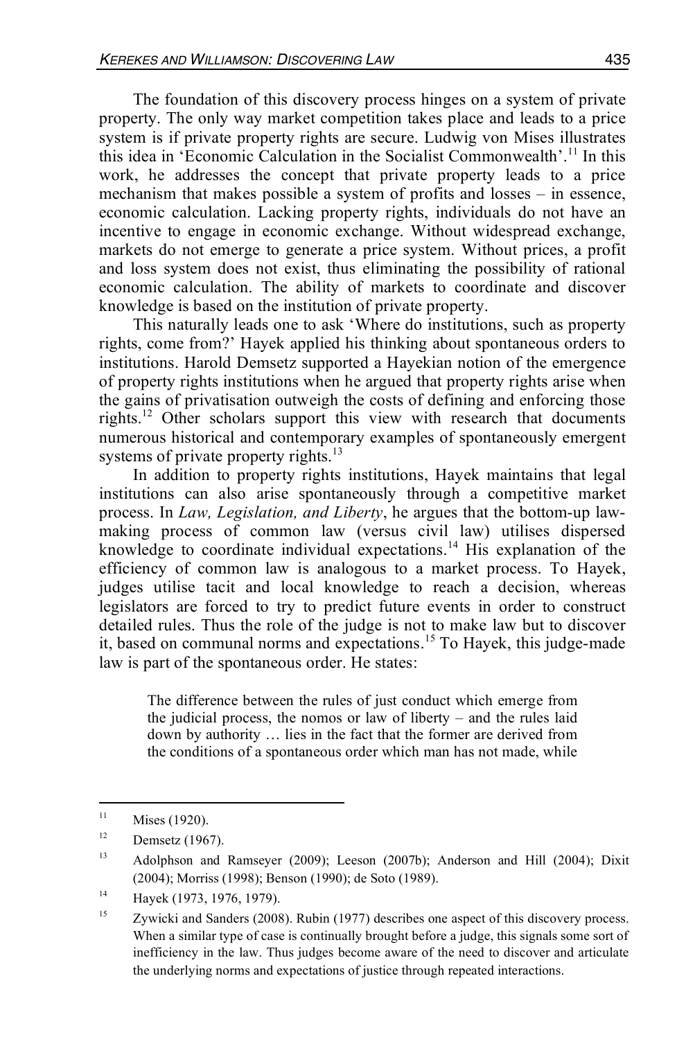The foundation of this discovery process hinges on a system of private property. The only way market competition takes place and leads to a price system is if private property rights are secure. Ludwig von Mises illustrates this idea in 'Economic Calculation in the Socialist Commonwealth'.[11] In this work, he addresses the concept that private property leads to a price mechanism that makes possible a system of profits and losses – in essence, economic calculation. Lacking property rights, individuals do not have an incentive to engage in economic exchange. Without widespread exchange, markets do not emerge to generate a price system. Without prices, a profit and loss system does not exist, thus eliminating the possibility of rational economic calculation. The ability of markets to coordinate and discover knowledge is based on the institution of private property.

This naturally leads one to ask 'Where do institutions, such as property rights, come from?' Hayek applied his thinking about spontaneous orders to institutions. Harold Demsetz supported a Hayekian notion of the emergence of property rights institutions when he argued that property rights arise when the gains of privatisation outweigh the costs of defining and enforcing those rights.[12] Other scholars support this view with research that documents numerous historical and contemporary examples of spontaneously emergent systems of private property rights.[13]

In addition to property rights institutions, Hayek maintains that legal institutions can also arise spontaneously through a competitive market process. In *Law, Legislation, and Liberty*, he argues that the bottom-up law-making process of common law (versus civil law) utilises dispersed knowledge to coordinate individual expectations.[14] His explanation of the efficiency of common law is analogous to a market process. To Hayek, judges utilise tacit and local knowledge to reach a decision, whereas legislators are forced to try to predict future events in order to construct detailed rules. Thus the role of the judge is not to make law but to discover it, based on communal norms and expectations.[15] To Hayek, this judge-made law is part of the spontaneous order. He states:

> The difference between the rules of just conduct which emerge from the judicial process, the nomos or law of liberty – and the rules laid down by authority … lies in the fact that the former are derived from the conditions of a spontaneous order which man has not made, while

---

[11] Mises (1920).

[12] Demsetz (1967).

[13] Adolphson and Ramseyer (2009); Leeson (2007b); Anderson and Hill (2004); Dixit (2004); Morriss (1998); Benson (1990); de Soto (1989).

[14] Hayek (1973, 1976, 1979).

[15] Zywicki and Sanders (2008). Rubin (1977) describes one aspect of this discovery process. When a similar type of case is continually brought before a judge, this signals some sort of inefficiency in the law. Thus judges become aware of the need to discover and articulate the underlying norms and expectations of justice through repeated interactions.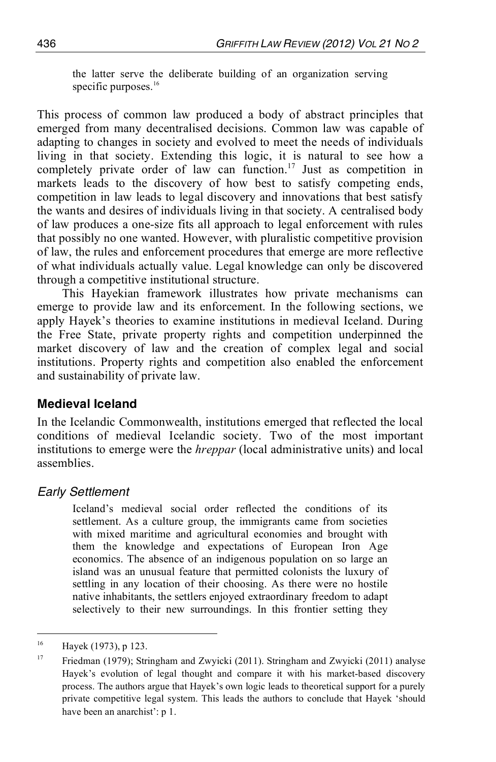> the latter serve the deliberate building of an organization serving specific purposes.[16]

This process of common law produced a body of abstract principles that emerged from many decentralised decisions. Common law was capable of adapting to changes in society and evolved to meet the needs of individuals living in that society. Extending this logic, it is natural to see how a completely private order of law can function.[17] Just as competition in markets leads to the discovery of how best to satisfy competing ends, competition in law leads to legal discovery and innovations that best satisfy the wants and desires of individuals living in that society. A centralised body of law produces a one-size fits all approach to legal enforcement with rules that possibly no one wanted. However, with pluralistic competitive provision of law, the rules and enforcement procedures that emerge are more reflective of what individuals actually value. Legal knowledge can only be discovered through a competitive institutional structure.

This Hayekian framework illustrates how private mechanisms can emerge to provide law and its enforcement. In the following sections, we apply Hayek's theories to examine institutions in medieval Iceland. During the Free State, private property rights and competition underpinned the market discovery of law and the creation of complex legal and social institutions. Property rights and competition also enabled the enforcement and sustainability of private law.

## Medieval Iceland

In the Icelandic Commonwealth, institutions emerged that reflected the local conditions of medieval Icelandic society. Two of the most important institutions to emerge were the *hreppar* (local administrative units) and local assemblies.

### *Early Settlement*

> Iceland's medieval social order reflected the conditions of its settlement. As a culture group, the immigrants came from societies with mixed maritime and agricultural economies and brought with them the knowledge and expectations of European Iron Age economics. The absence of an indigenous population on so large an island was an unusual feature that permitted colonists the luxury of settling in any location of their choosing. As there were no hostile native inhabitants, the settlers enjoyed extraordinary freedom to adapt selectively to their new surroundings. In this frontier setting they

---

[16] Hayek (1973), p 123.

[17] Friedman (1979); Stringham and Zwyicki (2011). Stringham and Zwyicki (2011) analyse Hayek's evolution of legal thought and compare it with his market-based discovery process. The authors argue that Hayek's own logic leads to theoretical support for a purely private competitive legal system. This leads the authors to conclude that Hayek 'should have been an anarchist': p 1.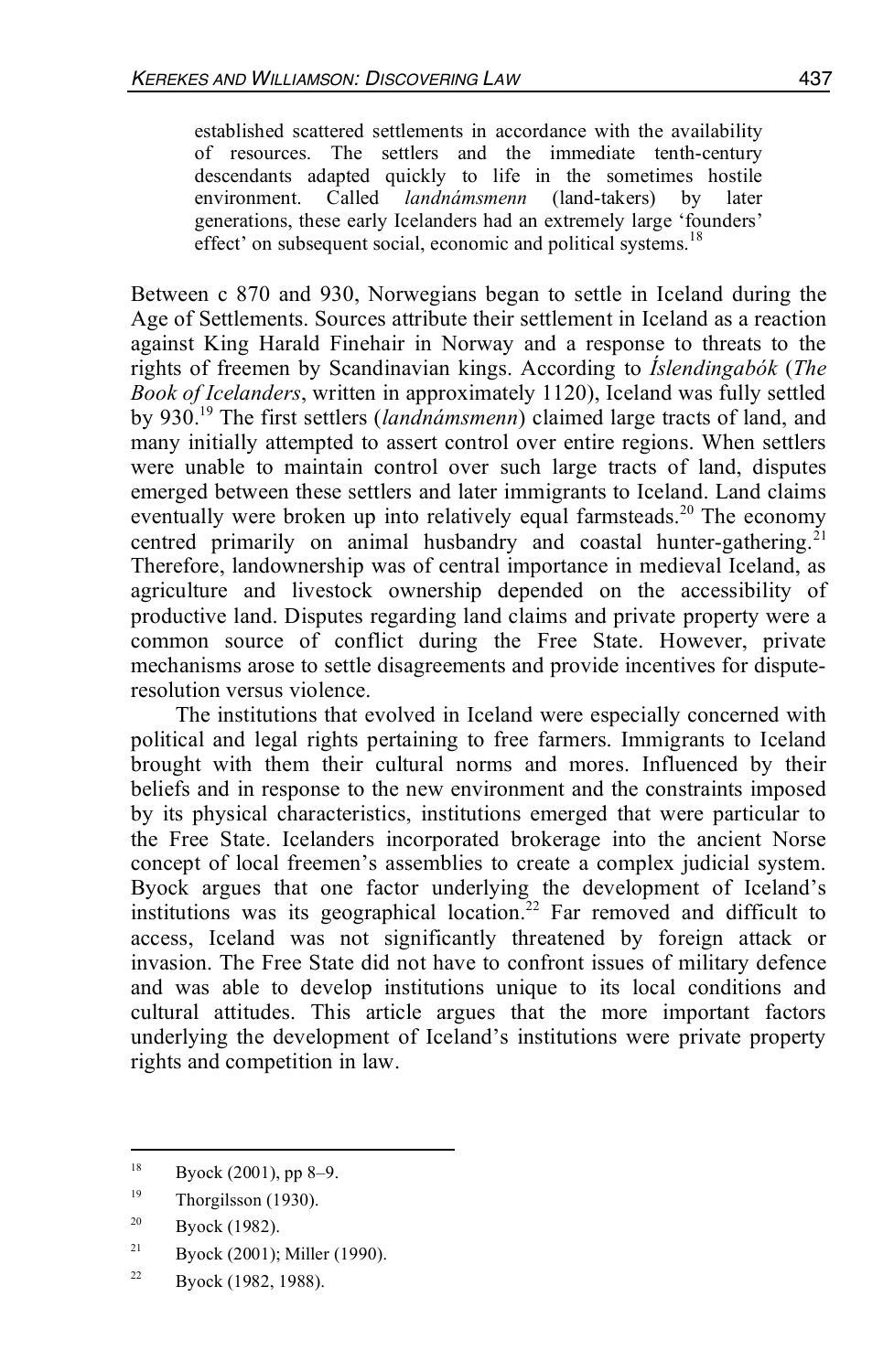> established scattered settlements in accordance with the availability of resources. The settlers and the immediate tenth-century descendants adapted quickly to life in the sometimes hostile environment. Called *landnámsmenn* (land-takers) by later generations, these early Icelanders had an extremely large 'founders' effect' on subsequent social, economic and political systems.[18]

Between c 870 and 930, Norwegians began to settle in Iceland during the Age of Settlements. Sources attribute their settlement in Iceland as a reaction against King Harald Finehair in Norway and a response to threats to the rights of freemen by Scandinavian kings. According to *Íslendingabók* (*The Book of Icelanders*, written in approximately 1120), Iceland was fully settled by 930.[19] The first settlers (*landnámsmenn*) claimed large tracts of land, and many initially attempted to assert control over entire regions. When settlers were unable to maintain control over such large tracts of land, disputes emerged between these settlers and later immigrants to Iceland. Land claims eventually were broken up into relatively equal farmsteads.[20] The economy centred primarily on animal husbandry and coastal hunter-gathering.[21] Therefore, landownership was of central importance in medieval Iceland, as agriculture and livestock ownership depended on the accessibility of productive land. Disputes regarding land claims and private property were a common source of conflict during the Free State. However, private mechanisms arose to settle disagreements and provide incentives for dispute-resolution versus violence.

The institutions that evolved in Iceland were especially concerned with political and legal rights pertaining to free farmers. Immigrants to Iceland brought with them their cultural norms and mores. Influenced by their beliefs and in response to the new environment and the constraints imposed by its physical characteristics, institutions emerged that were particular to the Free State. Icelanders incorporated brokerage into the ancient Norse concept of local freemen's assemblies to create a complex judicial system. Byock argues that one factor underlying the development of Iceland's institutions was its geographical location.[22] Far removed and difficult to access, Iceland was not significantly threatened by foreign attack or invasion. The Free State did not have to confront issues of military defence and was able to develop institutions unique to its local conditions and cultural attitudes. This article argues that the more important factors underlying the development of Iceland's institutions were private property rights and competition in law.

---

[18] Byock (2001), pp 8–9.

[19] Thorgilsson (1930).

[20] Byock (1982).

[21] Byock (2001); Miller (1990).

[22] Byock (1982, 1988).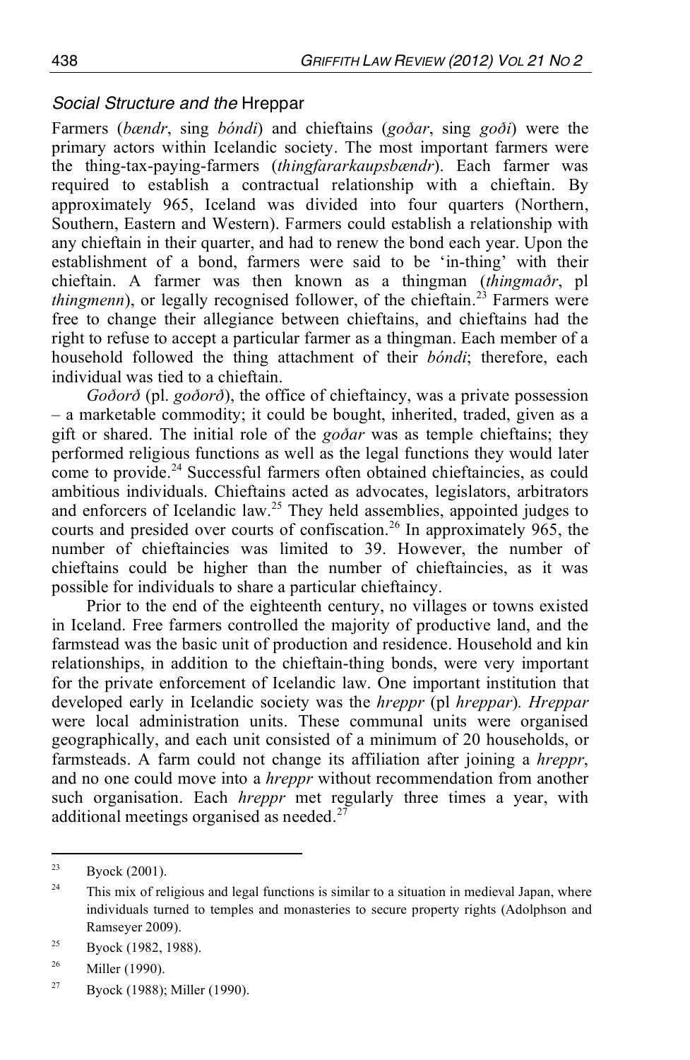### *Social Structure and the* Hreppar

Farmers (*bændr*, sing *bóndi*) and chieftains (*goðar*, sing *goði*) were the primary actors within Icelandic society. The most important farmers were the thing-tax-paying-farmers (*thingfararkaupsbændr*). Each farmer was required to establish a contractual relationship with a chieftain. By approximately 965, Iceland was divided into four quarters (Northern, Southern, Eastern and Western). Farmers could establish a relationship with any chieftain in their quarter, and had to renew the bond each year. Upon the establishment of a bond, farmers were said to be 'in-thing' with their chieftain. A farmer was then known as a thingman (*thingmaðr*, pl *thingmenn*), or legally recognised follower, of the chieftain.[23] Farmers were free to change their allegiance between chieftains, and chieftains had the right to refuse to accept a particular farmer as a thingman. Each member of a household followed the thing attachment of their *bóndi*; therefore, each individual was tied to a chieftain.

*Goðorð* (pl. *goðorð*), the office of chieftaincy, was a private possession – a marketable commodity; it could be bought, inherited, traded, given as a gift or shared. The initial role of the *goðar* was as temple chieftains; they performed religious functions as well as the legal functions they would later come to provide.[24] Successful farmers often obtained chieftaincies, as could ambitious individuals. Chieftains acted as advocates, legislators, arbitrators and enforcers of Icelandic law.[25] They held assemblies, appointed judges to courts and presided over courts of confiscation.[26] In approximately 965, the number of chieftaincies was limited to 39. However, the number of chieftains could be higher than the number of chieftaincies, as it was possible for individuals to share a particular chieftaincy.

Prior to the end of the eighteenth century, no villages or towns existed in Iceland. Free farmers controlled the majority of productive land, and the farmstead was the basic unit of production and residence. Household and kin relationships, in addition to the chieftain-thing bonds, were very important for the private enforcement of Icelandic law. One important institution that developed early in Icelandic society was the *hreppr* (pl *hreppar*). *Hreppar* were local administration units. These communal units were organised geographically, and each unit consisted of a minimum of 20 households, or farmsteads. A farm could not change its affiliation after joining a *hreppr*, and no one could move into a *hreppr* without recommendation from another such organisation. Each *hreppr* met regularly three times a year, with additional meetings organised as needed.[27]

---

[23] Byock (2001).

[24] This mix of religious and legal functions is similar to a situation in medieval Japan, where individuals turned to temples and monasteries to secure property rights (Adolphson and Ramseyer 2009).

[25] Byock (1982, 1988).

[26] Miller (1990).

[27] Byock (1988); Miller (1990).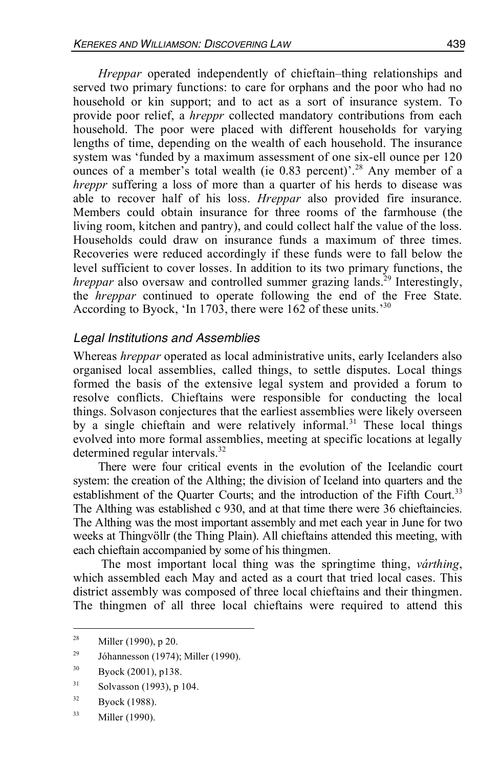*Hreppar* operated independently of chieftain–thing relationships and served two primary functions: to care for orphans and the poor who had no household or kin support; and to act as a sort of insurance system. To provide poor relief, a *hreppr* collected mandatory contributions from each household. The poor were placed with different households for varying lengths of time, depending on the wealth of each household. The insurance system was 'funded by a maximum assessment of one six-ell ounce per 120 ounces of a member's total wealth (ie 0.83 percent)'.[28] Any member of a *hreppr* suffering a loss of more than a quarter of his herds to disease was able to recover half of his loss. *Hreppar* also provided fire insurance. Members could obtain insurance for three rooms of the farmhouse (the living room, kitchen and pantry), and could collect half the value of the loss. Households could draw on insurance funds a maximum of three times. Recoveries were reduced accordingly if these funds were to fall below the level sufficient to cover losses. In addition to its two primary functions, the *hreppar* also oversaw and controlled summer grazing lands.[29] Interestingly, the *hreppar* continued to operate following the end of the Free State. According to Byock, 'In 1703, there were 162 of these units.'[30]

### *Legal Institutions and Assemblies*

Whereas *hreppar* operated as local administrative units, early Icelanders also organised local assemblies, called things, to settle disputes. Local things formed the basis of the extensive legal system and provided a forum to resolve conflicts. Chieftains were responsible for conducting the local things. Solvason conjectures that the earliest assemblies were likely overseen by a single chieftain and were relatively informal.[31] These local things evolved into more formal assemblies, meeting at specific locations at legally determined regular intervals.[32]

There were four critical events in the evolution of the Icelandic court system: the creation of the Althing; the division of Iceland into quarters and the establishment of the Quarter Courts; and the introduction of the Fifth Court.[33] The Althing was established c 930, and at that time there were 36 chieftaincies. The Althing was the most important assembly and met each year in June for two weeks at Thingvöllr (the Thing Plain). All chieftains attended this meeting, with each chieftain accompanied by some of his thingmen.

The most important local thing was the springtime thing, *várthing*, which assembled each May and acted as a court that tried local cases. This district assembly was composed of three local chieftains and their thingmen. The thingmen of all three local chieftains were required to attend this

---

[28] Miller (1990), p 20.

[29] Jóhannesson (1974); Miller (1990).

[30] Byock (2001), p138.

[31] Solvasson (1993), p 104.

[32] Byock (1988).

[33] Miller (1990).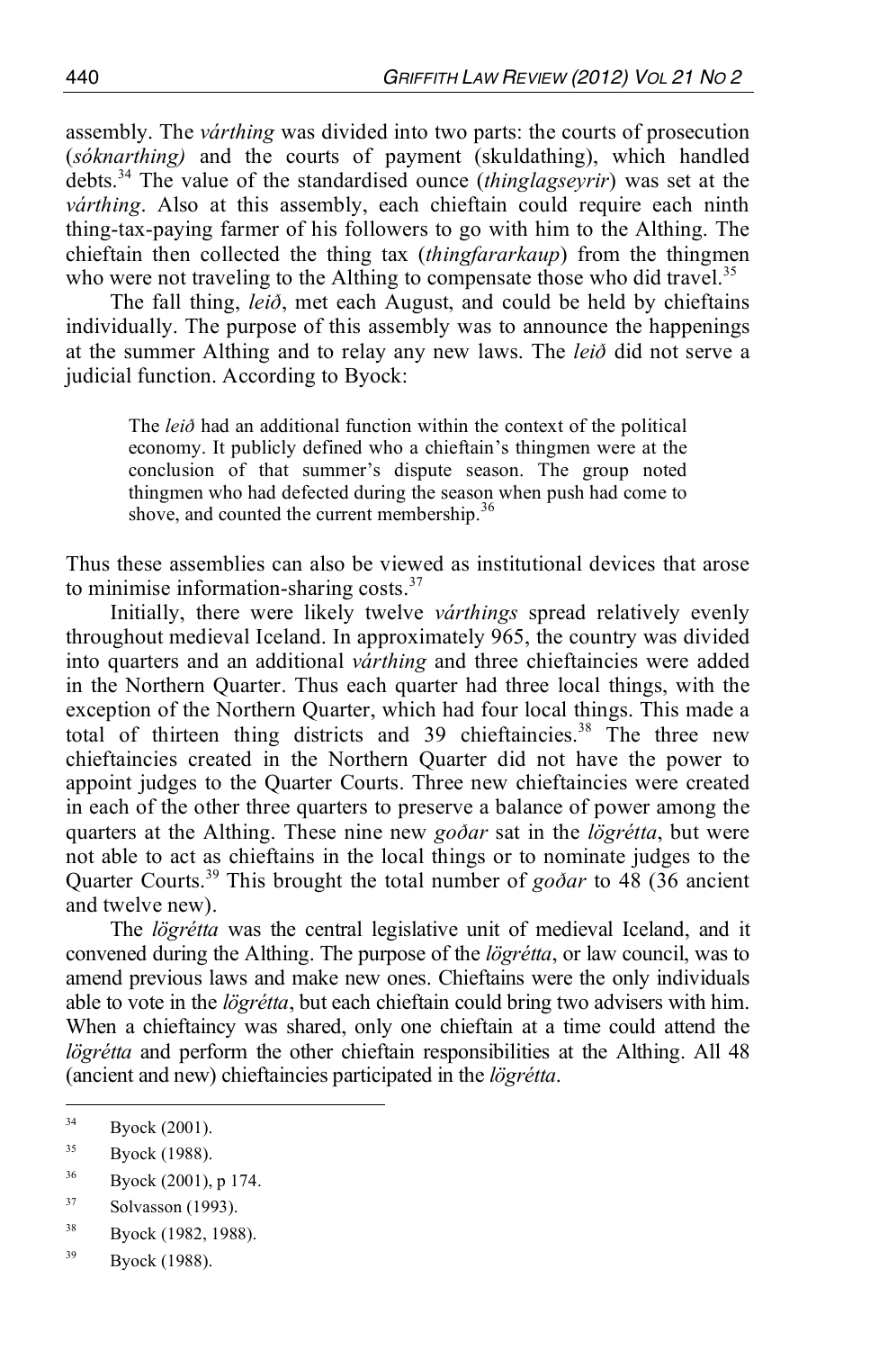assembly. The *várthing* was divided into two parts: the courts of prosecution (*sóknarthing)* and the courts of payment (skuldathing), which handled debts.[34] The value of the standardised ounce (*thinglagseyrir*) was set at the *várthing*. Also at this assembly, each chieftain could require each ninth thing-tax-paying farmer of his followers to go with him to the Althing. The chieftain then collected the thing tax (*thingfararkaup*) from the thingmen who were not traveling to the Althing to compensate those who did travel.[35]

The fall thing, *leið*, met each August, and could be held by chieftains individually. The purpose of this assembly was to announce the happenings at the summer Althing and to relay any new laws. The *leið* did not serve a judicial function. According to Byock:

> The *leið* had an additional function within the context of the political economy. It publicly defined who a chieftain's thingmen were at the conclusion of that summer's dispute season. The group noted thingmen who had defected during the season when push had come to shove, and counted the current membership.[36]

Thus these assemblies can also be viewed as institutional devices that arose to minimise information-sharing costs.[37]

Initially, there were likely twelve *várthings* spread relatively evenly throughout medieval Iceland. In approximately 965, the country was divided into quarters and an additional *várthing* and three chieftaincies were added in the Northern Quarter. Thus each quarter had three local things, with the exception of the Northern Quarter, which had four local things. This made a total of thirteen thing districts and 39 chieftaincies.[38] The three new chieftaincies created in the Northern Quarter did not have the power to appoint judges to the Quarter Courts. Three new chieftaincies were created in each of the other three quarters to preserve a balance of power among the quarters at the Althing. These nine new *goðar* sat in the *lögrétta*, but were not able to act as chieftains in the local things or to nominate judges to the Quarter Courts.[39] This brought the total number of *goðar* to 48 (36 ancient and twelve new).

The *lögrétta* was the central legislative unit of medieval Iceland, and it convened during the Althing. The purpose of the *lögrétta*, or law council, was to amend previous laws and make new ones. Chieftains were the only individuals able to vote in the *lögrétta*, but each chieftain could bring two advisers with him. When a chieftaincy was shared, only one chieftain at a time could attend the *lögrétta* and perform the other chieftain responsibilities at the Althing. All 48 (ancient and new) chieftaincies participated in the *lögrétta*.

---

[34] Byock (2001).

[35] Byock (1988).

[36] Byock (2001), p 174.

[37] Solvasson (1993).

[38] Byock (1982, 1988).

[39] Byock (1988).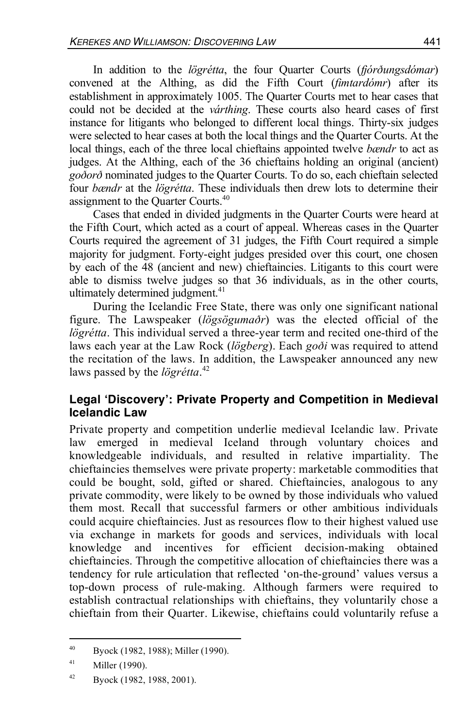In addition to the *lögrétta*, the four Quarter Courts (*fjórðungsdómar*) convened at the Althing, as did the Fifth Court (*fimtardómr*) after its establishment in approximately 1005. The Quarter Courts met to hear cases that could not be decided at the *várthing*. These courts also heard cases of first instance for litigants who belonged to different local things. Thirty-six judges were selected to hear cases at both the local things and the Quarter Courts. At the local things, each of the three local chieftains appointed twelve *bændr* to act as judges. At the Althing, each of the 36 chieftains holding an original (ancient) *goðorð* nominated judges to the Quarter Courts. To do so, each chieftain selected four *bændr* at the *lögrétta*. These individuals then drew lots to determine their assignment to the Quarter Courts.[40]

Cases that ended in divided judgments in the Quarter Courts were heard at the Fifth Court, which acted as a court of appeal. Whereas cases in the Quarter Courts required the agreement of 31 judges, the Fifth Court required a simple majority for judgment. Forty-eight judges presided over this court, one chosen by each of the 48 (ancient and new) chieftaincies. Litigants to this court were able to dismiss twelve judges so that 36 individuals, as in the other courts, ultimately determined judgment.[41]

During the Icelandic Free State, there was only one significant national figure. The Lawspeaker (*lögsögumaðr*) was the elected official of the *lögrétta*. This individual served a three-year term and recited one-third of the laws each year at the Law Rock (*lögberg*). Each *goði* was required to attend the recitation of the laws. In addition, the Lawspeaker announced any new laws passed by the *lögrétta*.[42]

## Legal 'Discovery': Private Property and Competition in Medieval Icelandic Law

Private property and competition underlie medieval Icelandic law. Private law emerged in medieval Iceland through voluntary choices and knowledgeable individuals, and resulted in relative impartiality. The chieftaincies themselves were private property: marketable commodities that could be bought, sold, gifted or shared. Chieftaincies, analogous to any private commodity, were likely to be owned by those individuals who valued them most. Recall that successful farmers or other ambitious individuals could acquire chieftaincies. Just as resources flow to their highest valued use via exchange in markets for goods and services, individuals with local knowledge and incentives for efficient decision-making obtained chieftaincies. Through the competitive allocation of chieftaincies there was a tendency for rule articulation that reflected 'on-the-ground' values versus a top-down process of rule-making. Although farmers were required to establish contractual relationships with chieftains, they voluntarily chose a chieftain from their Quarter. Likewise, chieftains could voluntarily refuse a

---

[40] Byock (1982, 1988); Miller (1990).

[41] Miller (1990).

[42] Byock (1982, 1988, 2001).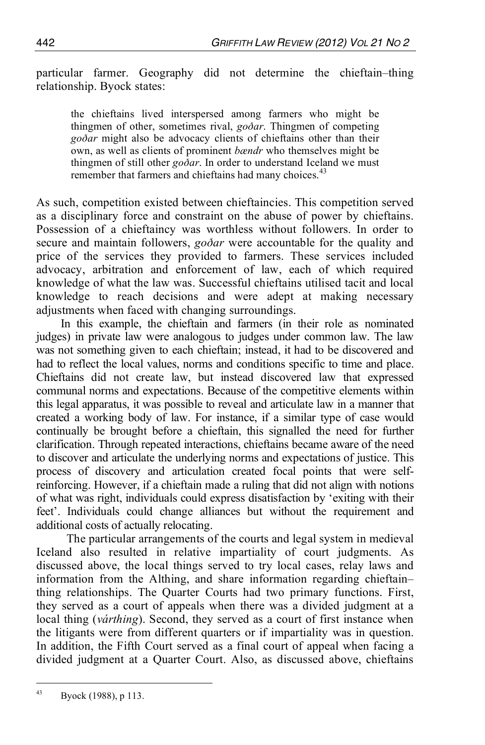particular farmer. Geography did not determine the chieftain–thing relationship. Byock states:

> the chieftains lived interspersed among farmers who might be thingmen of other, sometimes rival, *goðar*. Thingmen of competing *goðar* might also be advocacy clients of chieftains other than their own, as well as clients of prominent *bœndr* who themselves might be thingmen of still other *goðar*. In order to understand Iceland we must remember that farmers and chieftains had many choices.[43]

As such, competition existed between chieftaincies. This competition served as a disciplinary force and constraint on the abuse of power by chieftains. Possession of a chieftaincy was worthless without followers. In order to secure and maintain followers, *goðar* were accountable for the quality and price of the services they provided to farmers. These services included advocacy, arbitration and enforcement of law, each of which required knowledge of what the law was. Successful chieftains utilised tacit and local knowledge to reach decisions and were adept at making necessary adjustments when faced with changing surroundings.

In this example, the chieftain and farmers (in their role as nominated judges) in private law were analogous to judges under common law. The law was not something given to each chieftain; instead, it had to be discovered and had to reflect the local values, norms and conditions specific to time and place. Chieftains did not create law, but instead discovered law that expressed communal norms and expectations. Because of the competitive elements within this legal apparatus, it was possible to reveal and articulate law in a manner that created a working body of law. For instance, if a similar type of case would continually be brought before a chieftain, this signalled the need for further clarification. Through repeated interactions, chieftains became aware of the need to discover and articulate the underlying norms and expectations of justice. This process of discovery and articulation created focal points that were self-reinforcing. However, if a chieftain made a ruling that did not align with notions of what was right, individuals could express disatisfaction by 'exiting with their feet'. Individuals could change alliances but without the requirement and additional costs of actually relocating.

The particular arrangements of the courts and legal system in medieval Iceland also resulted in relative impartiality of court judgments. As discussed above, the local things served to try local cases, relay laws and information from the Althing, and share information regarding chieftain–thing relationships. The Quarter Courts had two primary functions. First, they served as a court of appeals when there was a divided judgment at a local thing (*várthing*). Second, they served as a court of first instance when the litigants were from different quarters or if impartiality was in question. In addition, the Fifth Court served as a final court of appeal when facing a divided judgment at a Quarter Court. Also, as discussed above, chieftains

---

[43] Byock (1988), p 113.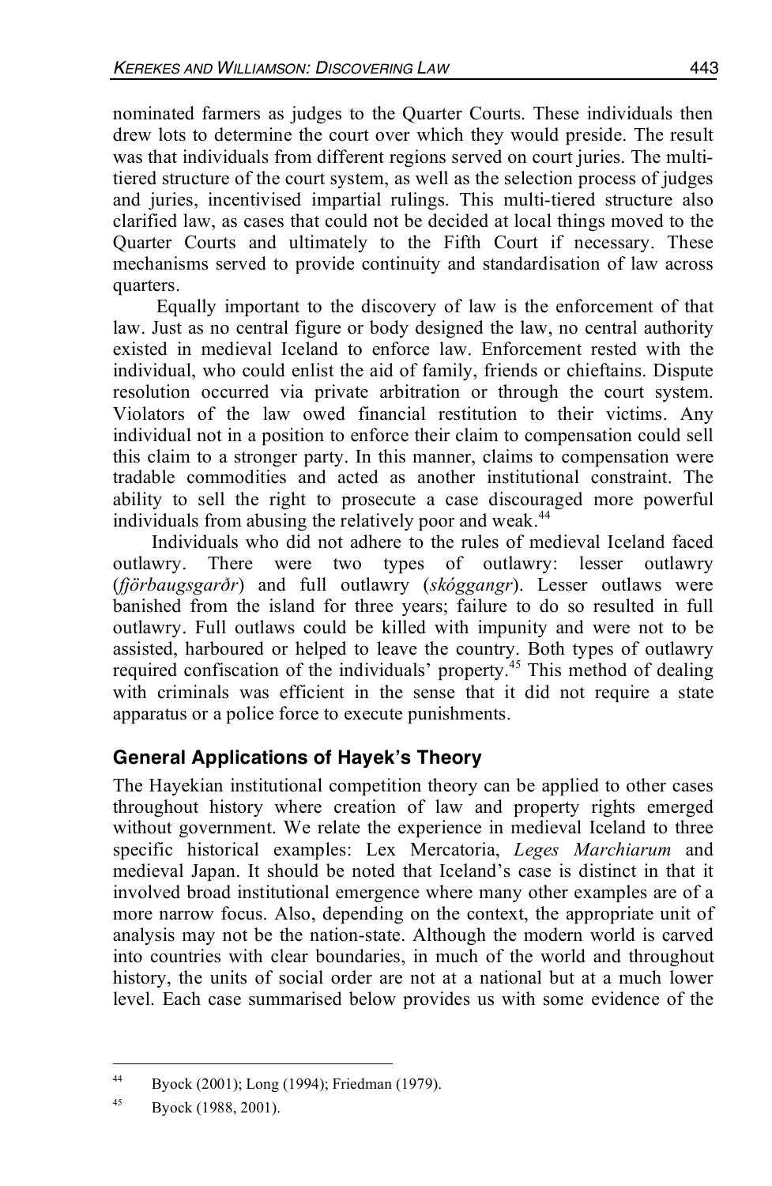nominated farmers as judges to the Quarter Courts. These individuals then drew lots to determine the court over which they would preside. The result was that individuals from different regions served on court juries. The multi-tiered structure of the court system, as well as the selection process of judges and juries, incentivised impartial rulings. This multi-tiered structure also clarified law, as cases that could not be decided at local things moved to the Quarter Courts and ultimately to the Fifth Court if necessary. These mechanisms served to provide continuity and standardisation of law across quarters.

Equally important to the discovery of law is the enforcement of that law. Just as no central figure or body designed the law, no central authority existed in medieval Iceland to enforce law. Enforcement rested with the individual, who could enlist the aid of family, friends or chieftains. Dispute resolution occurred via private arbitration or through the court system. Violators of the law owed financial restitution to their victims. Any individual not in a position to enforce their claim to compensation could sell this claim to a stronger party. In this manner, claims to compensation were tradable commodities and acted as another institutional constraint. The ability to sell the right to prosecute a case discouraged more powerful individuals from abusing the relatively poor and weak.[44]

Individuals who did not adhere to the rules of medieval Iceland faced outlawry. There were two types of outlawry: lesser outlawry (*fjörbaugsgarðr*) and full outlawry (*skóggangr*). Lesser outlaws were banished from the island for three years; failure to do so resulted in full outlawry. Full outlaws could be killed with impunity and were not to be assisted, harboured or helped to leave the country. Both types of outlawry required confiscation of the individuals' property.[45] This method of dealing with criminals was efficient in the sense that it did not require a state apparatus or a police force to execute punishments.

## General Applications of Hayek's Theory

The Hayekian institutional competition theory can be applied to other cases throughout history where creation of law and property rights emerged without government. We relate the experience in medieval Iceland to three specific historical examples: Lex Mercatoria, *Leges Marchiarum* and medieval Japan. It should be noted that Iceland's case is distinct in that it involved broad institutional emergence where many other examples are of a more narrow focus. Also, depending on the context, the appropriate unit of analysis may not be the nation-state. Although the modern world is carved into countries with clear boundaries, in much of the world and throughout history, the units of social order are not at a national but at a much lower level. Each case summarised below provides us with some evidence of the

---

[44] Byock (2001); Long (1994); Friedman (1979).

[45] Byock (1988, 2001).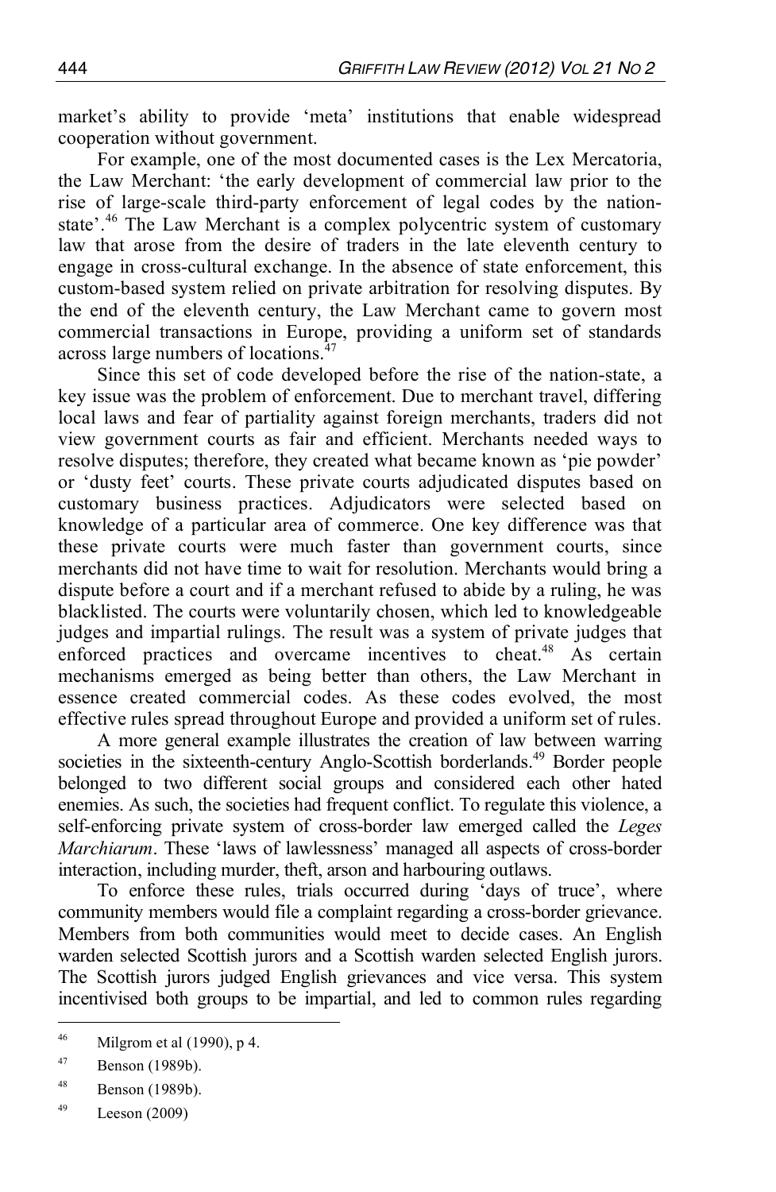market's ability to provide 'meta' institutions that enable widespread cooperation without government.

For example, one of the most documented cases is the Lex Mercatoria, the Law Merchant: 'the early development of commercial law prior to the rise of large-scale third-party enforcement of legal codes by the nation-state'.[46] The Law Merchant is a complex polycentric system of customary law that arose from the desire of traders in the late eleventh century to engage in cross-cultural exchange. In the absence of state enforcement, this custom-based system relied on private arbitration for resolving disputes. By the end of the eleventh century, the Law Merchant came to govern most commercial transactions in Europe, providing a uniform set of standards across large numbers of locations.[47]

Since this set of code developed before the rise of the nation-state, a key issue was the problem of enforcement. Due to merchant travel, differing local laws and fear of partiality against foreign merchants, traders did not view government courts as fair and efficient. Merchants needed ways to resolve disputes; therefore, they created what became known as 'pie powder' or 'dusty feet' courts. These private courts adjudicated disputes based on customary business practices. Adjudicators were selected based on knowledge of a particular area of commerce. One key difference was that these private courts were much faster than government courts, since merchants did not have time to wait for resolution. Merchants would bring a dispute before a court and if a merchant refused to abide by a ruling, he was blacklisted. The courts were voluntarily chosen, which led to knowledgeable judges and impartial rulings. The result was a system of private judges that enforced practices and overcame incentives to cheat.[48] As certain mechanisms emerged as being better than others, the Law Merchant in essence created commercial codes. As these codes evolved, the most effective rules spread throughout Europe and provided a uniform set of rules.

A more general example illustrates the creation of law between warring societies in the sixteenth-century Anglo-Scottish borderlands.[49] Border people belonged to two different social groups and considered each other hated enemies. As such, the societies had frequent conflict. To regulate this violence, a self-enforcing private system of cross-border law emerged called the *Leges Marchiarum*. These 'laws of lawlessness' managed all aspects of cross-border interaction, including murder, theft, arson and harbouring outlaws.

To enforce these rules, trials occurred during 'days of truce', where community members would file a complaint regarding a cross-border grievance. Members from both communities would meet to decide cases. An English warden selected Scottish jurors and a Scottish warden selected English jurors. The Scottish jurors judged English grievances and vice versa. This system incentivised both groups to be impartial, and led to common rules regarding

---

[46] Milgrom et al (1990), p 4.

[47] Benson (1989b).

[48] Benson (1989b).

[49] Leeson (2009)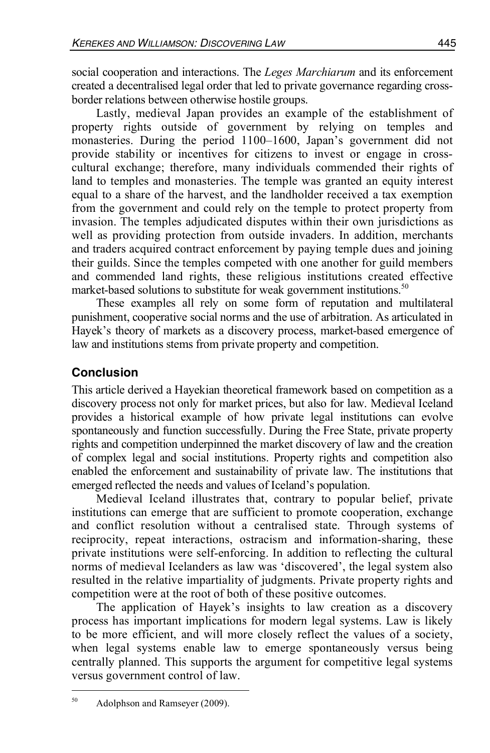social cooperation and interactions. The *Leges Marchiarum* and its enforcement created a decentralised legal order that led to private governance regarding cross-border relations between otherwise hostile groups.

Lastly, medieval Japan provides an example of the establishment of property rights outside of government by relying on temples and monasteries. During the period 1100–1600, Japan's government did not provide stability or incentives for citizens to invest or engage in cross-cultural exchange; therefore, many individuals commended their rights of land to temples and monasteries. The temple was granted an equity interest equal to a share of the harvest, and the landholder received a tax exemption from the government and could rely on the temple to protect property from invasion. The temples adjudicated disputes within their own jurisdictions as well as providing protection from outside invaders. In addition, merchants and traders acquired contract enforcement by paying temple dues and joining their guilds. Since the temples competed with one another for guild members and commended land rights, these religious institutions created effective market-based solutions to substitute for weak government institutions.[50]

These examples all rely on some form of reputation and multilateral punishment, cooperative social norms and the use of arbitration. As articulated in Hayek's theory of markets as a discovery process, market-based emergence of law and institutions stems from private property and competition.

## Conclusion

This article derived a Hayekian theoretical framework based on competition as a discovery process not only for market prices, but also for law. Medieval Iceland provides a historical example of how private legal institutions can evolve spontaneously and function successfully. During the Free State, private property rights and competition underpinned the market discovery of law and the creation of complex legal and social institutions. Property rights and competition also enabled the enforcement and sustainability of private law. The institutions that emerged reflected the needs and values of Iceland's population.

Medieval Iceland illustrates that, contrary to popular belief, private institutions can emerge that are sufficient to promote cooperation, exchange and conflict resolution without a centralised state. Through systems of reciprocity, repeat interactions, ostracism and information-sharing, these private institutions were self-enforcing. In addition to reflecting the cultural norms of medieval Icelanders as law was 'discovered', the legal system also resulted in the relative impartiality of judgments. Private property rights and competition were at the root of both of these positive outcomes.

The application of Hayek's insights to law creation as a discovery process has important implications for modern legal systems. Law is likely to be more efficient, and will more closely reflect the values of a society, when legal systems enable law to emerge spontaneously versus being centrally planned. This supports the argument for competitive legal systems versus government control of law.

---

[50] Adolphson and Ramseyer (2009).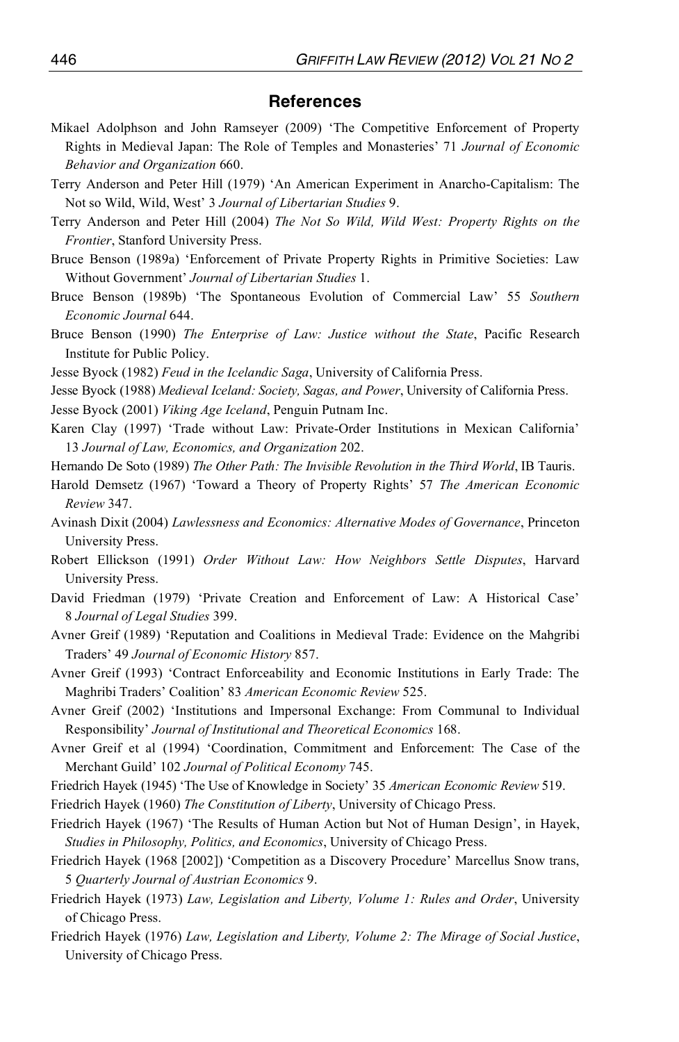## References

Mikael Adolphson and John Ramseyer (2009) 'The Competitive Enforcement of Property Rights in Medieval Japan: The Role of Temples and Monasteries' 71 *Journal of Economic Behavior and Organization* 660.

Terry Anderson and Peter Hill (1979) 'An American Experiment in Anarcho-Capitalism: The Not so Wild, Wild, West' 3 *Journal of Libertarian Studies* 9.

Terry Anderson and Peter Hill (2004) *The Not So Wild, Wild West: Property Rights on the Frontier*, Stanford University Press.

Bruce Benson (1989a) 'Enforcement of Private Property Rights in Primitive Societies: Law Without Government' *Journal of Libertarian Studies* 1.

Bruce Benson (1989b) 'The Spontaneous Evolution of Commercial Law' 55 *Southern Economic Journal* 644.

Bruce Benson (1990) *The Enterprise of Law: Justice without the State*, Pacific Research Institute for Public Policy.

Jesse Byock (1982) *Feud in the Icelandic Saga*, University of California Press.

Jesse Byock (1988) *Medieval Iceland: Society, Sagas, and Power*, University of California Press.

Jesse Byock (2001) *Viking Age Iceland*, Penguin Putnam Inc.

Karen Clay (1997) 'Trade without Law: Private-Order Institutions in Mexican California' 13 *Journal of Law, Economics, and Organization* 202.

Hernando De Soto (1989) *The Other Path: The Invisible Revolution in the Third World*, IB Tauris.

Harold Demsetz (1967) 'Toward a Theory of Property Rights' 57 *The American Economic Review* 347.

Avinash Dixit (2004) *Lawlessness and Economics: Alternative Modes of Governance*, Princeton University Press.

Robert Ellickson (1991) *Order Without Law: How Neighbors Settle Disputes*, Harvard University Press.

David Friedman (1979) 'Private Creation and Enforcement of Law: A Historical Case' 8 *Journal of Legal Studies* 399.

Avner Greif (1989) 'Reputation and Coalitions in Medieval Trade: Evidence on the Mahgribi Traders' 49 *Journal of Economic History* 857.

Avner Greif (1993) 'Contract Enforceability and Economic Institutions in Early Trade: The Maghribi Traders' Coalition' 83 *American Economic Review* 525.

Avner Greif (2002) 'Institutions and Impersonal Exchange: From Communal to Individual Responsibility' *Journal of Institutional and Theoretical Economics* 168.

Avner Greif et al (1994) 'Coordination, Commitment and Enforcement: The Case of the Merchant Guild' 102 *Journal of Political Economy* 745.

Friedrich Hayek (1945) 'The Use of Knowledge in Society' 35 *American Economic Review* 519.

Friedrich Hayek (1960) *The Constitution of Liberty*, University of Chicago Press.

Friedrich Hayek (1967) 'The Results of Human Action but Not of Human Design', in Hayek, *Studies in Philosophy, Politics, and Economics*, University of Chicago Press.

Friedrich Hayek (1968 [2002]) 'Competition as a Discovery Procedure' Marcellus Snow trans, 5 *Quarterly Journal of Austrian Economics* 9.

Friedrich Hayek (1973) *Law, Legislation and Liberty, Volume 1: Rules and Order*, University of Chicago Press.

Friedrich Hayek (1976) *Law, Legislation and Liberty, Volume 2: The Mirage of Social Justice*, University of Chicago Press.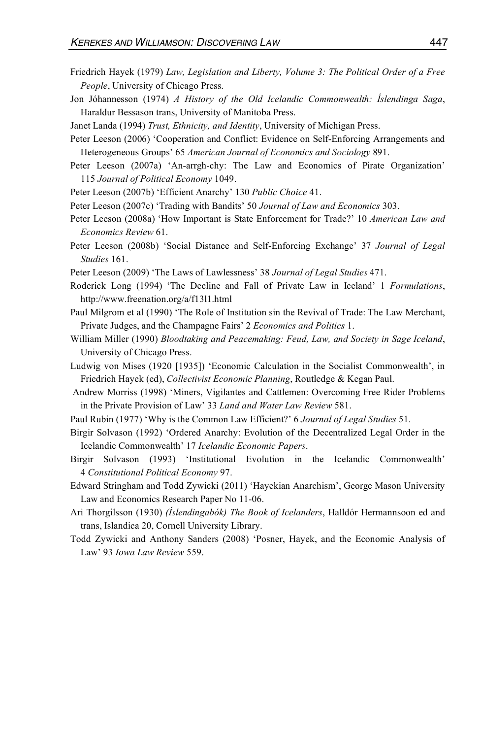Friedrich Hayek (1979) *Law, Legislation and Liberty, Volume 3: The Political Order of a Free People*, University of Chicago Press.

Jon Jóhannesson (1974) *A History of the Old Icelandic Commonwealth: Íslendinga Saga*, Haraldur Bessason trans, University of Manitoba Press.

Janet Landa (1994) *Trust, Ethnicity, and Identity*, University of Michigan Press.

Peter Leeson (2006) 'Cooperation and Conflict: Evidence on Self-Enforcing Arrangements and Heterogeneous Groups' 65 *American Journal of Economics and Sociology* 891.

Peter Leeson (2007a) 'An-arrgh-chy: The Law and Economics of Pirate Organization' 115 *Journal of Political Economy* 1049.

Peter Leeson (2007b) 'Efficient Anarchy' 130 *Public Choice* 41.

Peter Leeson (2007c) 'Trading with Bandits' 50 *Journal of Law and Economics* 303.

Peter Leeson (2008a) 'How Important is State Enforcement for Trade?' 10 *American Law and Economics Review* 61.

Peter Leeson (2008b) 'Social Distance and Self-Enforcing Exchange' 37 *Journal of Legal Studies* 161.

Peter Leeson (2009) 'The Laws of Lawlessness' 38 *Journal of Legal Studies* 471.

Roderick Long (1994) 'The Decline and Fall of Private Law in Iceland' 1 *Formulations*, http://www.freenation.org/a/f13l1.html

Paul Milgrom et al (1990) 'The Role of Institution sin the Revival of Trade: The Law Merchant, Private Judges, and the Champagne Fairs' 2 *Economics and Politics* 1.

William Miller (1990) *Bloodtaking and Peacemaking: Feud, Law, and Society in Sage Iceland*, University of Chicago Press.

Ludwig von Mises (1920 [1935]) 'Economic Calculation in the Socialist Commonwealth', in Friedrich Hayek (ed), *Collectivist Economic Planning*, Routledge & Kegan Paul.

Andrew Morriss (1998) 'Miners, Vigilantes and Cattlemen: Overcoming Free Rider Problems in the Private Provision of Law' 33 *Land and Water Law Review* 581.

Paul Rubin (1977) 'Why is the Common Law Efficient?' 6 *Journal of Legal Studies* 51.

Birgir Solvason (1992) 'Ordered Anarchy: Evolution of the Decentralized Legal Order in the Icelandic Commonwealth' 17 *Icelandic Economic Papers*.

Birgir Solvason (1993) 'Institutional Evolution in the Icelandic Commonwealth' 4 *Constitutional Political Economy* 97.

Edward Stringham and Todd Zywicki (2011) 'Hayekian Anarchism', George Mason University Law and Economics Research Paper No 11-06.

Ari Thorgilsson (1930) *(Íslendingabók) The Book of Icelanders*, Halldór Hermannsoon ed and trans, Islandica 20, Cornell University Library.

Todd Zywicki and Anthony Sanders (2008) 'Posner, Hayek, and the Economic Analysis of Law' 93 *Iowa Law Review* 559.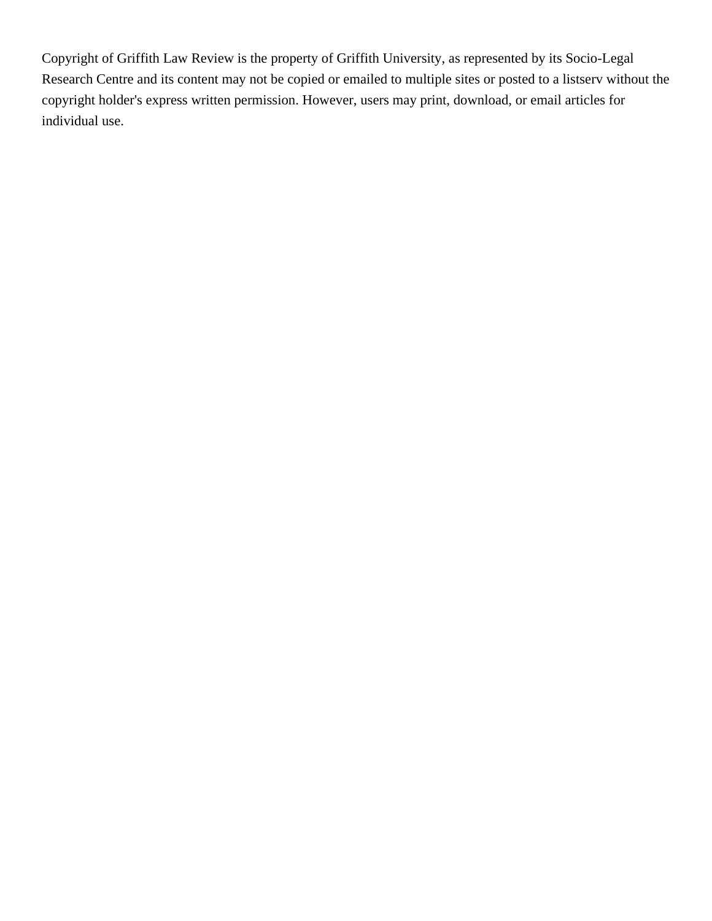Copyright of Griffith Law Review is the property of Griffith University, as represented by its Socio-Legal Research Centre and its content may not be copied or emailed to multiple sites or posted to a listserv without the copyright holder's express written permission. However, users may print, download, or email articles for individual use.